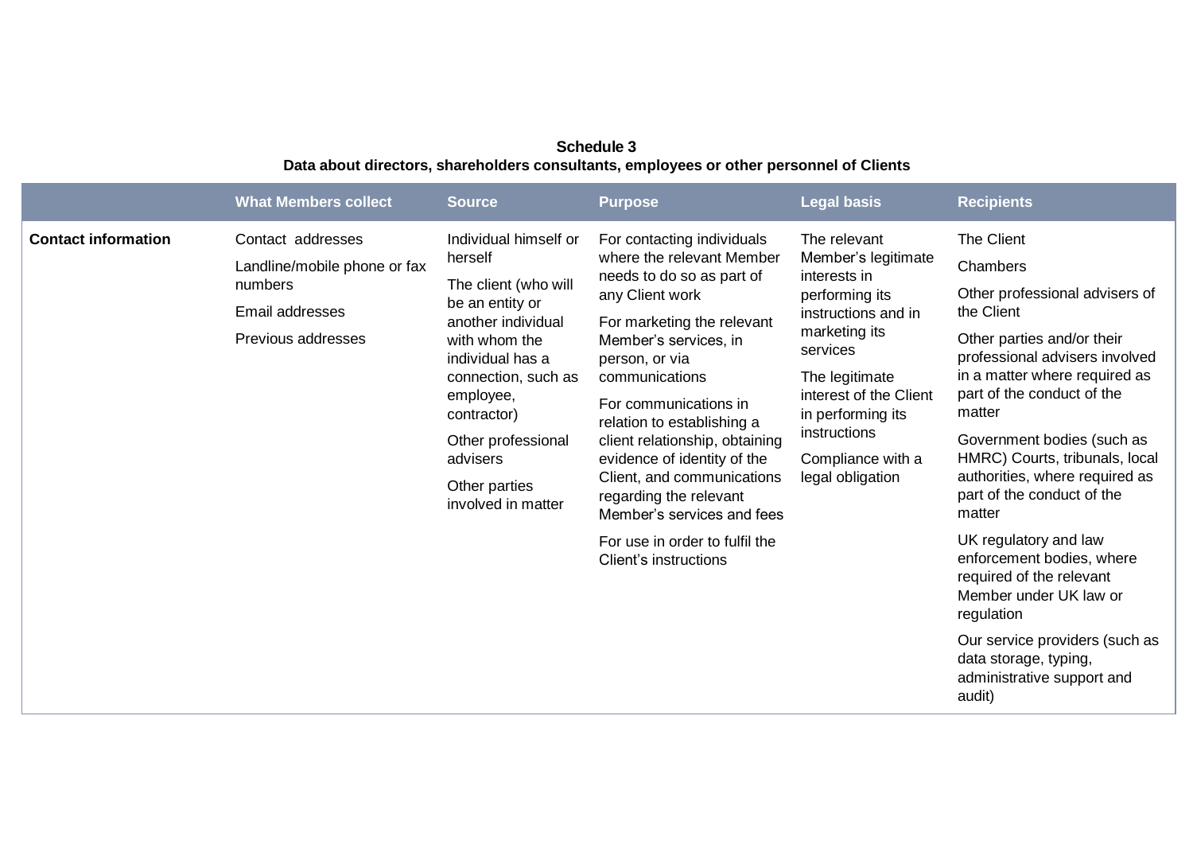**Schedule 3**
**Data about directors, shareholders consultants, employees or other personnel of Clients**

| | What Members collect | Source | Purpose | Legal basis | Recipients |
|---|---|---|---|---|---|
| **Contact information** | Contact addresses<br><br>Landline/mobile phone or fax numbers<br><br>Email addresses<br><br>Previous addresses | Individual himself or herself<br><br>The client (who will be an entity or another individual with whom the individual has a connection, such as employee, contractor)<br><br>Other professional advisers<br><br>Other parties involved in matter | For contacting individuals where the relevant Member needs to do so as part of any Client work<br><br>For marketing the relevant Member's services, in person, or via communications<br><br>For communications in relation to establishing a client relationship, obtaining evidence of identity of the Client, and communications regarding the relevant Member's services and fees<br><br>For use in order to fulfil the Client's instructions | The relevant Member's legitimate interests in performing its instructions and in marketing its services<br><br>The legitimate interest of the Client in performing its instructions<br><br>Compliance with a legal obligation | The Client<br><br>Chambers<br><br>Other professional advisers of the Client<br><br>Other parties and/or their professional advisers involved in a matter where required as part of the conduct of the matter<br><br>Government bodies (such as HMRC) Courts, tribunals, local authorities, where required as part of the conduct of the matter<br><br>UK regulatory and law enforcement bodies, where required of the relevant Member under UK law or regulation<br><br>Our service providers (such as data storage, typing, administrative support and audit) |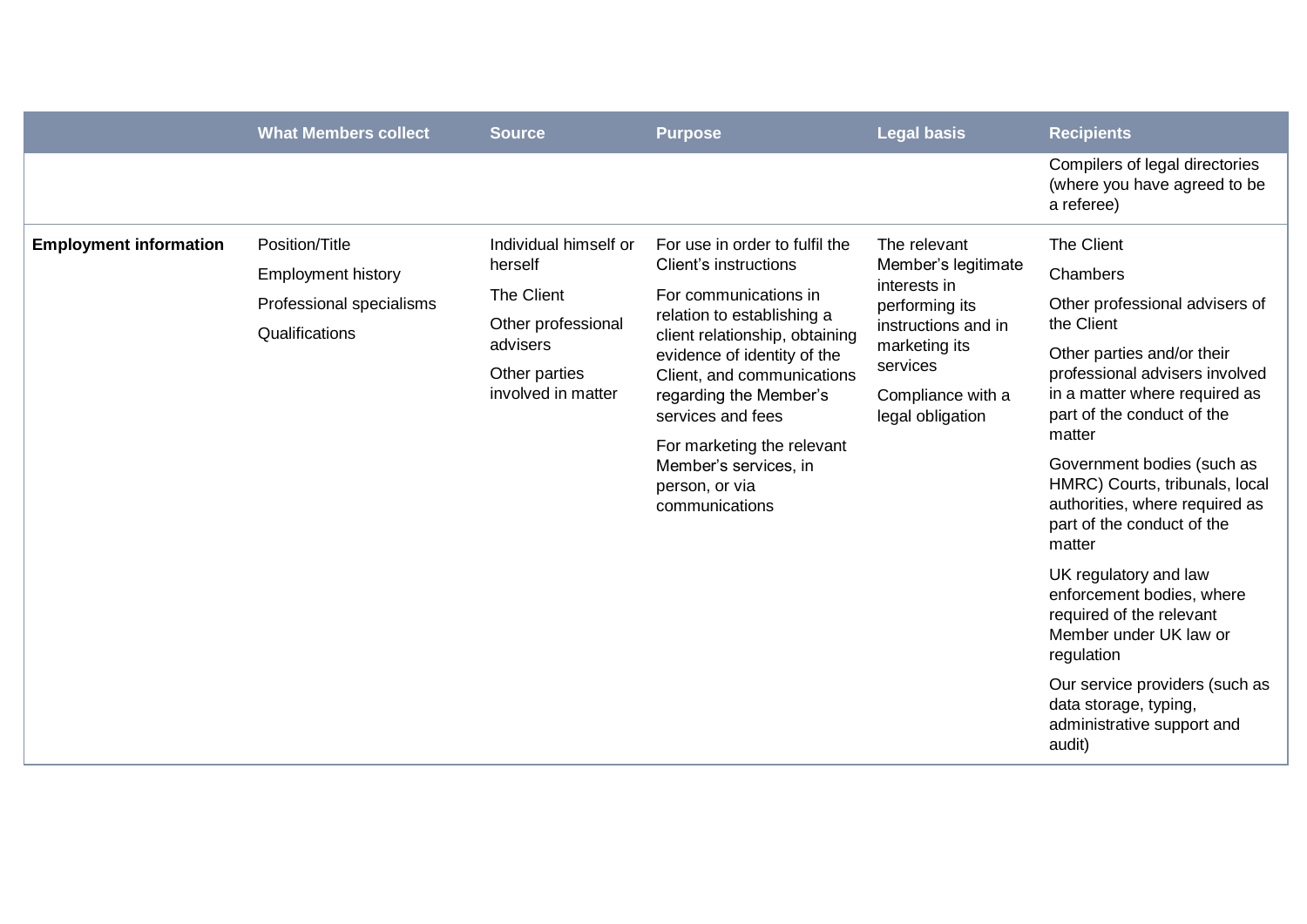| | What Members collect | Source | Purpose | Legal basis | Recipients |
|---|---|---|---|---|---|
| | | | | | Compilers of legal directories (where you have agreed to be a referee) |
| **Employment information** | Position/Title<br>Employment history<br>Professional specialisms<br>Qualifications | Individual himself or herself<br>The Client<br>Other professional advisers<br>Other parties involved in matter | For use in order to fulfil the Client's instructions<br>For communications in relation to establishing a client relationship, obtaining evidence of identity of the Client, and communications regarding the Member's services and fees<br>For marketing the relevant Member's services, in person, or via communications | The relevant Member's legitimate interests in performing its instructions and in marketing its services<br>Compliance with a legal obligation | The Client<br>Chambers<br>Other professional advisers of the Client<br>Other parties and/or their professional advisers involved in a matter where required as part of the conduct of the matter<br>Government bodies (such as HMRC) Courts, tribunals, local authorities, where required as part of the conduct of the matter<br>UK regulatory and law enforcement bodies, where required of the relevant Member under UK law or regulation<br>Our service providers (such as data storage, typing, administrative support and audit) |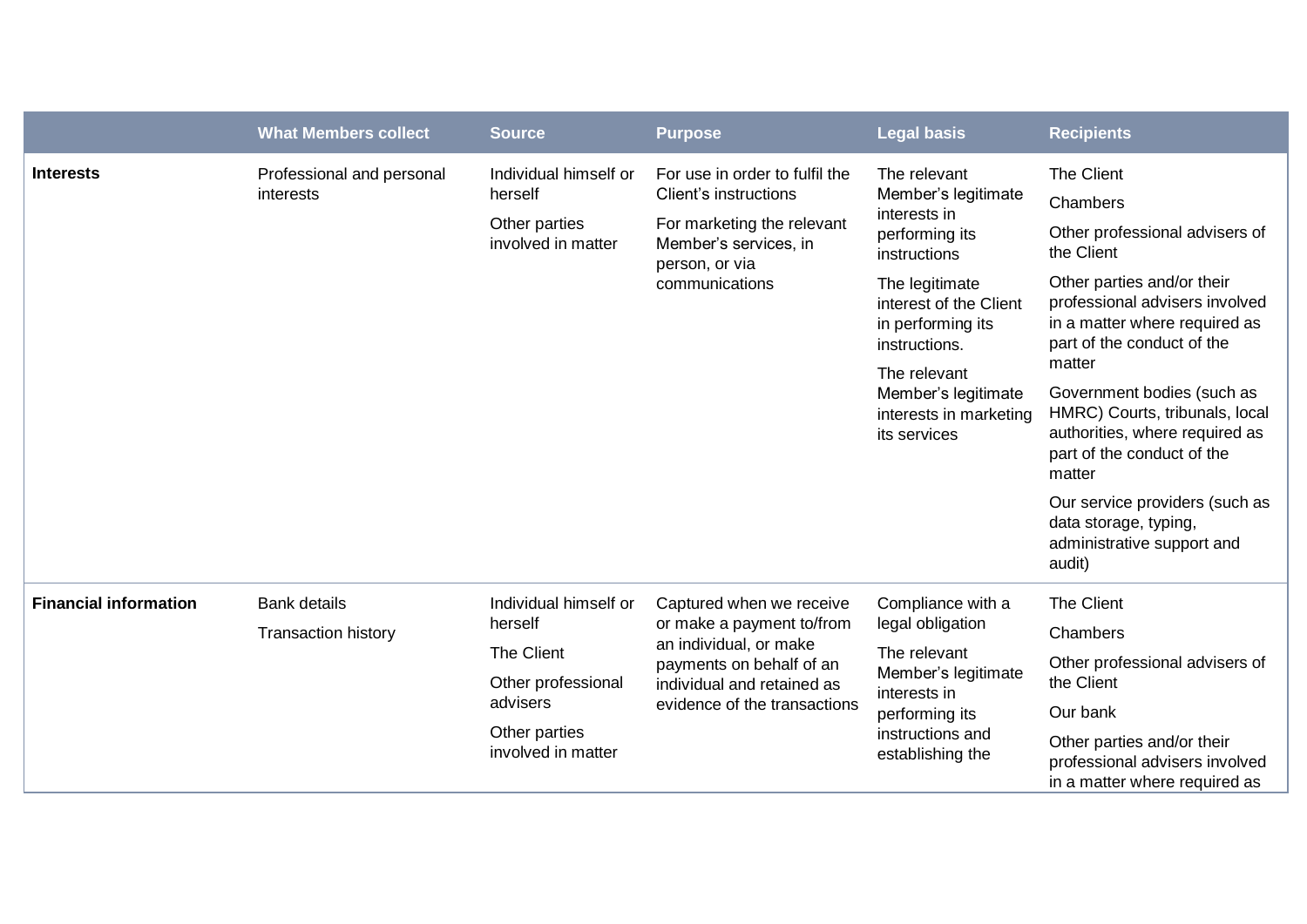| | What Members collect | Source | Purpose | Legal basis | Recipients |
|---|---|---|---|---|---|
| **Interests** | Professional and personal interests | Individual himself or herself<br><br>Other parties involved in matter | For use in order to fulfil the Client's instructions<br><br>For marketing the relevant Member's services, in person, or via communications | The relevant Member's legitimate interests in performing its instructions<br><br>The legitimate interest of the Client in performing its instructions.<br><br>The relevant Member's legitimate interests in marketing its services | The Client<br><br>Chambers<br><br>Other professional advisers of the Client<br><br>Other parties and/or their professional advisers involved in a matter where required as part of the conduct of the matter<br><br>Government bodies (such as HMRC) Courts, tribunals, local authorities, where required as part of the conduct of the matter<br><br>Our service providers (such as data storage, typing, administrative support and audit) |
| **Financial information** | Bank details<br><br>Transaction history | Individual himself or herself<br><br>The Client<br><br>Other professional advisers<br><br>Other parties involved in matter | Captured when we receive or make a payment to/from an individual, or make payments on behalf of an individual and retained as evidence of the transactions | Compliance with a legal obligation<br><br>The relevant Member's legitimate interests in performing its instructions and establishing the | The Client<br><br>Chambers<br><br>Other professional advisers of the Client<br><br>Our bank<br><br>Other parties and/or their professional advisers involved in a matter where required as |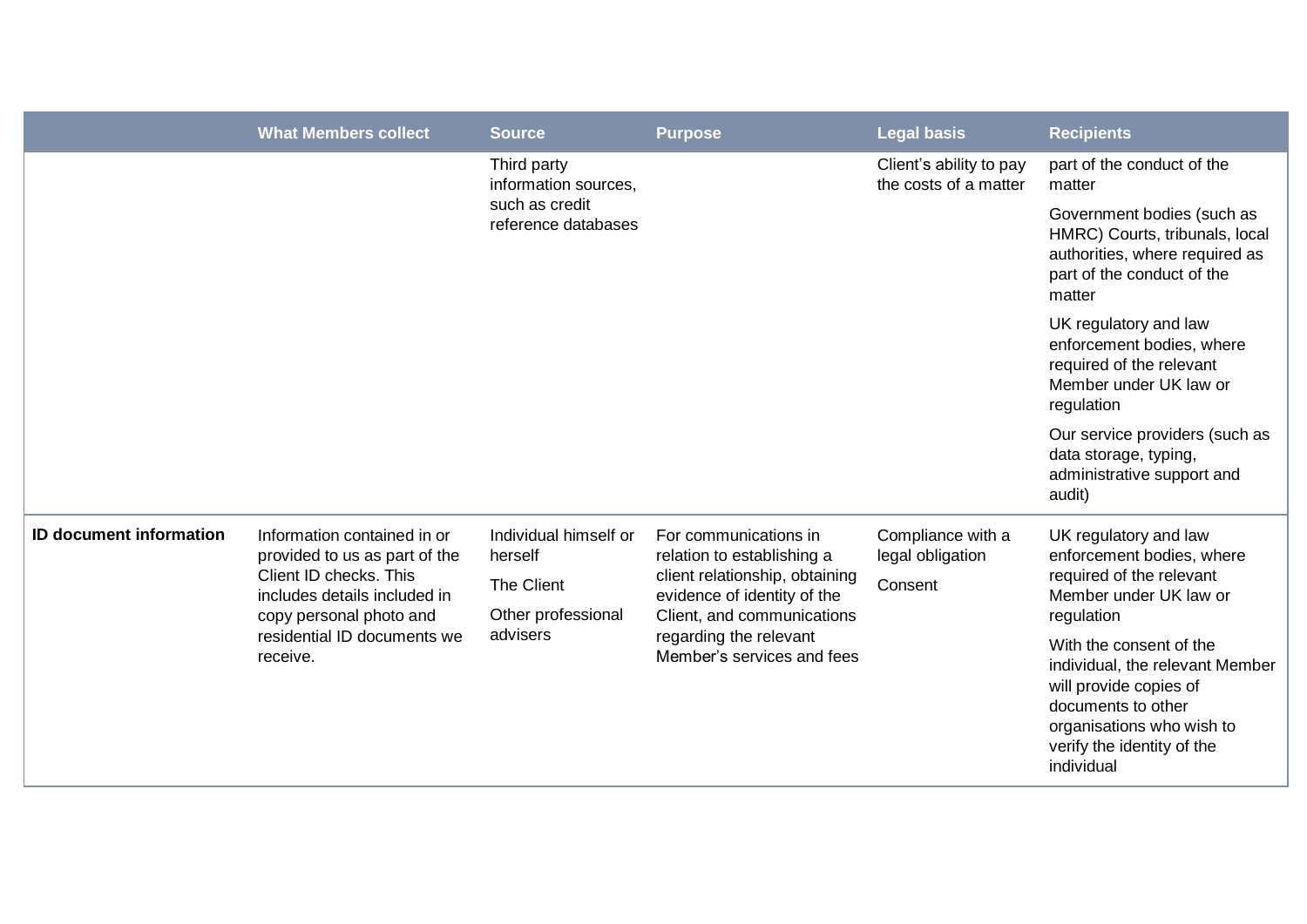| | What Members collect | Source | Purpose | Legal basis | Recipients |
|---|---|---|---|---|---|
| | | Third party information sources, such as credit reference databases | | Client's ability to pay the costs of a matter | part of the conduct of the matter<br><br>Government bodies (such as HMRC) Courts, tribunals, local authorities, where required as part of the conduct of the matter<br><br>UK regulatory and law enforcement bodies, where required of the relevant Member under UK law or regulation<br><br>Our service providers (such as data storage, typing, administrative support and audit) |
| **ID document information** | Information contained in or provided to us as part of the Client ID checks. This includes details included in copy personal photo and residential ID documents we receive. | Individual himself or herself<br><br>The Client<br><br>Other professional advisers | For communications in relation to establishing a client relationship, obtaining evidence of identity of the Client, and communications regarding the relevant Member's services and fees | Compliance with a legal obligation<br><br>Consent | UK regulatory and law enforcement bodies, where required of the relevant Member under UK law or regulation<br><br>With the consent of the individual, the relevant Member will provide copies of documents to other organisations who wish to verify the identity of the individual |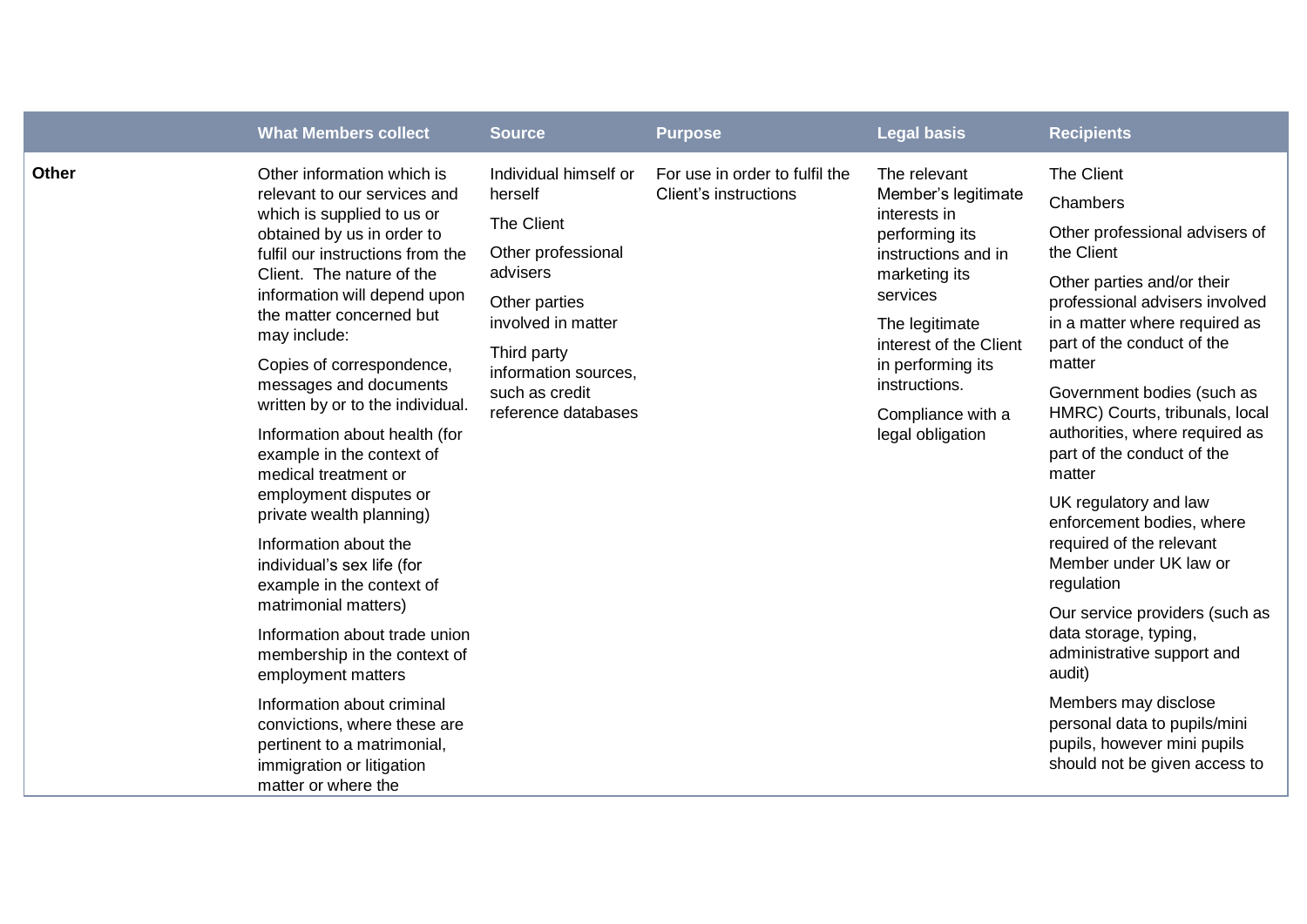| | What Members collect | Source | Purpose | Legal basis | Recipients |
|---|---|---|---|---|---|
| **Other** | Other information which is relevant to our services and which is supplied to us or obtained by us in order to fulfil our instructions from the Client. The nature of the information will depend upon the matter concerned but may include:<br><br>Copies of correspondence, messages and documents written by or to the individual.<br><br>Information about health (for example in the context of medical treatment or employment disputes or private wealth planning)<br><br>Information about the individual's sex life (for example in the context of matrimonial matters)<br><br>Information about trade union membership in the context of employment matters<br><br>Information about criminal convictions, where these are pertinent to a matrimonial, immigration or litigation matter or where the | Individual himself or herself<br><br>The Client<br><br>Other professional advisers<br><br>Other parties involved in matter<br><br>Third party information sources, such as credit reference databases | For use in order to fulfil the Client's instructions | The relevant Member's legitimate interests in performing its instructions and in marketing its services<br><br>The legitimate interest of the Client in performing its instructions.<br><br>Compliance with a legal obligation | The Client<br><br>Chambers<br><br>Other professional advisers of the Client<br><br>Other parties and/or their professional advisers involved in a matter where required as part of the conduct of the matter<br><br>Government bodies (such as HMRC) Courts, tribunals, local authorities, where required as part of the conduct of the matter<br><br>UK regulatory and law enforcement bodies, where required of the relevant Member under UK law or regulation<br><br>Our service providers (such as data storage, typing, administrative support and audit)<br><br>Members may disclose personal data to pupils/mini pupils, however mini pupils should not be given access to |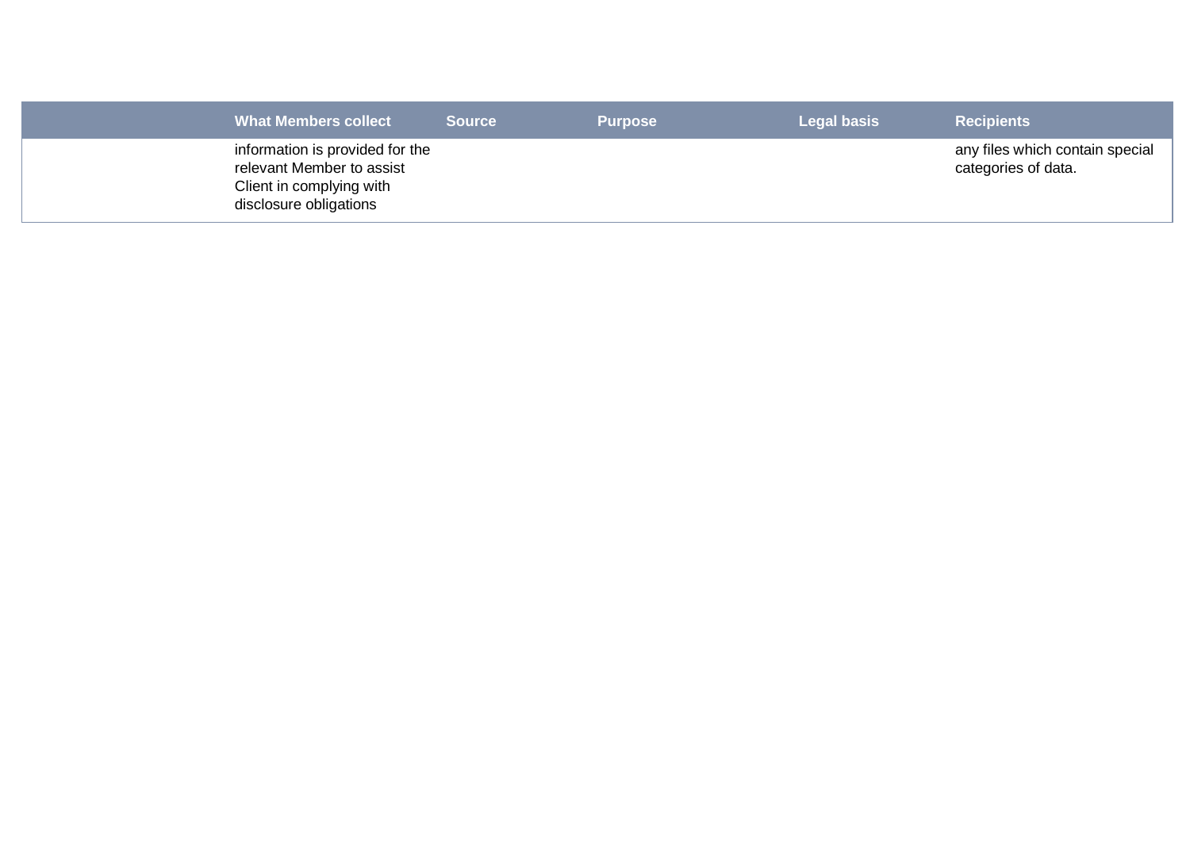| | What Members collect | Source | Purpose | Legal basis | Recipients |
|---|---|---|---|---|---|
| | information is provided for the relevant Member to assist Client in complying with disclosure obligations | | | | any files which contain special categories of data. |